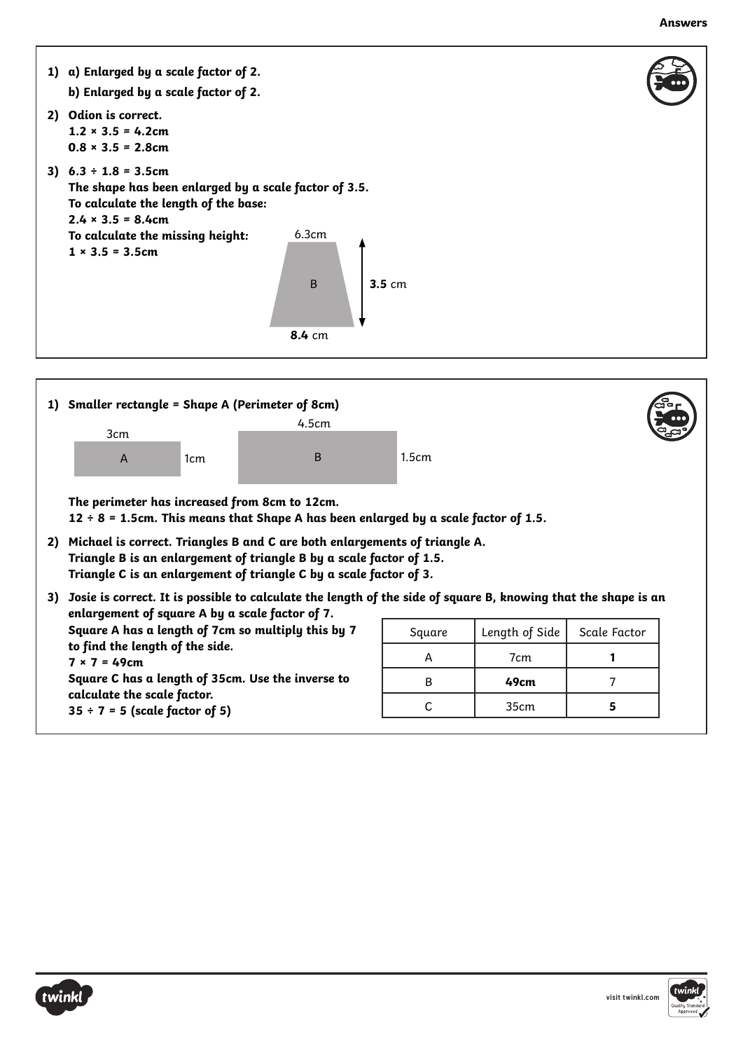**Answers**

1) a) Enlarged by a scale factor of 2.

   b) Enlarged by a scale factor of 2.

2) Odion is correct.

   $1.2 \times 3.5 = 4.2$cm

   $0.8 \times 3.5 = 2.8$cm

3) $6.3 \div 1.8 = 3.5$cm

   The shape has been enlarged by a scale factor of 3.5.

   To calculate the length of the base:

   $2.4 \times 3.5 = 8.4$cm

   To calculate the missing height:

   $1 \times 3.5 = 3.5$cm

   6.3cm

   B

   **3.5** cm

   **8.4** cm

---

1) Smaller rectangle = Shape A (Perimeter of 8cm)

   3cm

   A 1cm

   4.5cm

   B 1.5cm

   The perimeter has increased from 8cm to 12cm.

   $12 \div 8 = 1.5$cm. This means that Shape A has been enlarged by a scale factor of 1.5.

2) Michael is correct. Triangles B and C are both enlargements of triangle A.

   Triangle B is an enlargement of triangle B by a scale factor of 1.5.

   Triangle C is an enlargement of triangle C by a scale factor of 3.

3) Josie is correct. It is possible to calculate the length of the side of square B, knowing that the shape is an enlargement of square A by a scale factor of 7.

   Square A has a length of 7cm so multiply this by 7 to find the length of the side.

   $7 \times 7 = 49$cm

   Square C has a length of 35cm. Use the inverse to calculate the scale factor.

   $35 \div 7 = 5$ (scale factor of 5)

| Square | Length of Side | Scale Factor |
|---|---|---|
| A | 7cm | **1** |
| B | **49cm** | 7 |
| C | 35cm | **5** |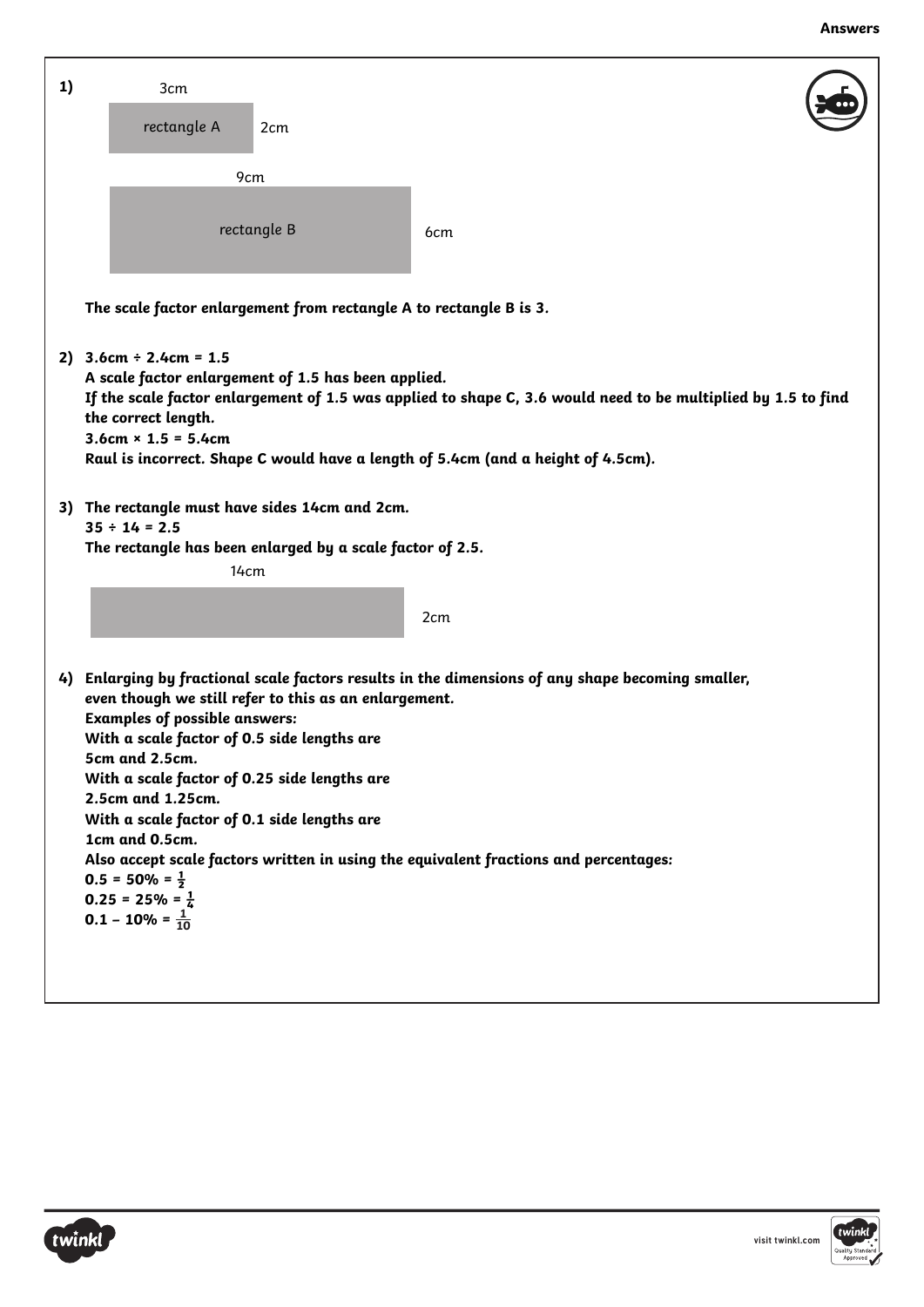**Answers**

**1)**

3cm

rectangle A

2cm

9cm

rectangle B

6cm

***The scale factor enlargement from rectangle A to rectangle B is 3.***

**2)** ***3.6cm ÷ 2.4cm = 1.5***

***A scale factor enlargement of 1.5 has been applied.***

***If the scale factor enlargement of 1.5 was applied to shape C, 3.6 would need to be multiplied by 1.5 to find the correct length.***

***3.6cm × 1.5 = 5.4cm***

***Raul is incorrect. Shape C would have a length of 5.4cm (and a height of 4.5cm).***

**3)** ***The rectangle must have sides 14cm and 2cm.***

***35 ÷ 14 = 2.5***

***The rectangle has been enlarged by a scale factor of 2.5.***

14cm

2cm

**4)** ***Enlarging by fractional scale factors results in the dimensions of any shape becoming smaller, even though we still refer to this as an enlargement.***

***Examples of possible answers:***

***With a scale factor of 0.5 side lengths are 5cm and 2.5cm.***

***With a scale factor of 0.25 side lengths are 2.5cm and 1.25cm.***

***With a scale factor of 0.1 side lengths are 1cm and 0.5cm.***

***Also accept scale factors written in using the equivalent fractions and percentages:***

**0.5 = 50% =** $\frac{1}{2}$

**0.25 = 25% =** $\frac{1}{4}$

**0.1 – 10% =** $\frac{1}{10}$